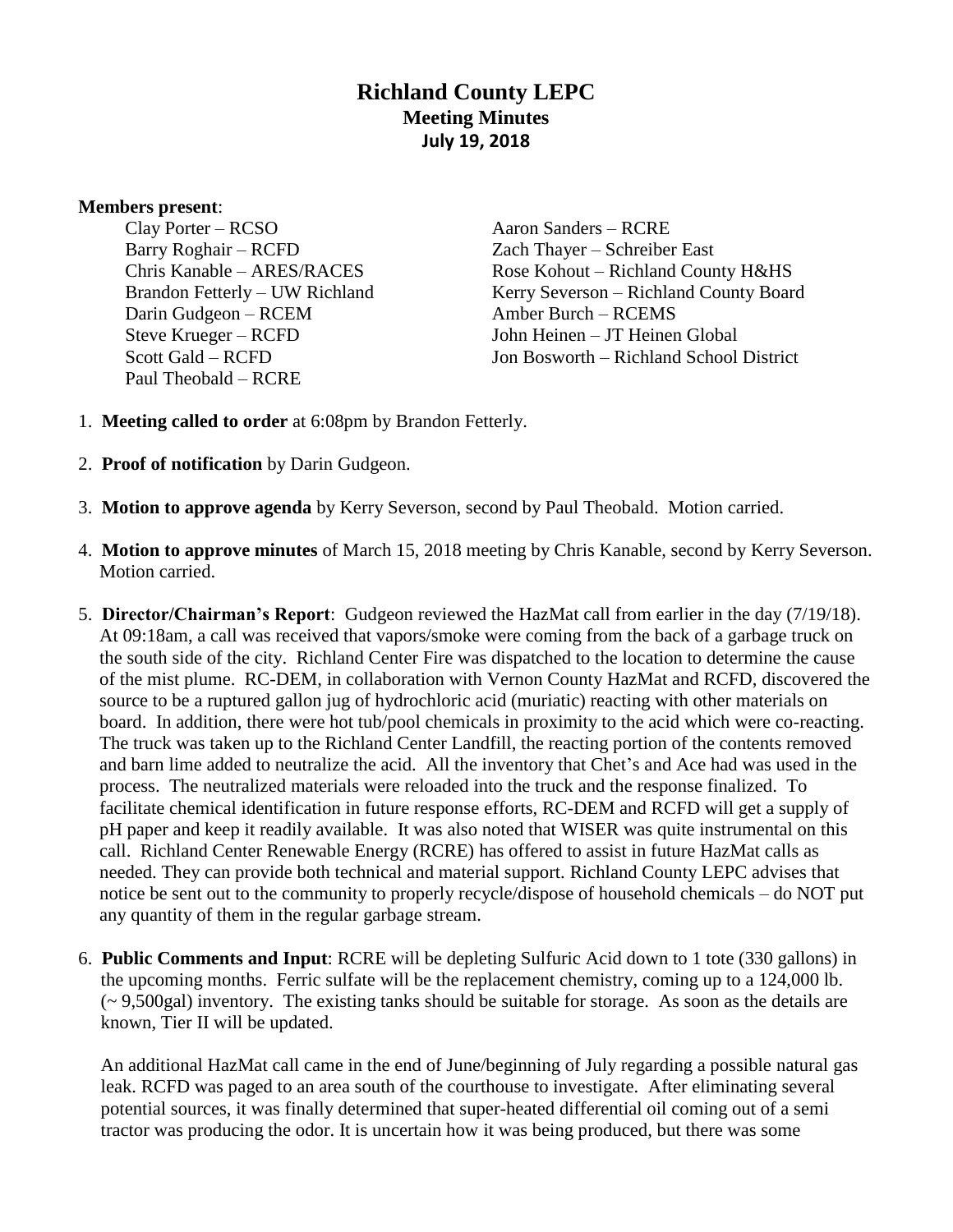# Richland County LEPC

## Meeting Minutes

### July 19, 2018

**Members present**:

- Clay Porter – RCSO
- Barry Roghair – RCFD
- Chris Kanable – ARES/RACES
- Brandon Fetterly – UW Richland
- Darin Gudgeon – RCEM
- Steve Krueger – RCFD
- Scott Gald – RCFD
- Paul Theobald – RCRE
- Aaron Sanders – RCRE
- Zach Thayer – Schreiber East
- Rose Kohout – Richland County H&HS
- Kerry Severson – Richland County Board
- Amber Burch – RCEMS
- John Heinen – JT Heinen Global
- Jon Bosworth – Richland School District

1. **Meeting called to order** at 6:08pm by Brandon Fetterly.

2. **Proof of notification** by Darin Gudgeon.

3. **Motion to approve agenda** by Kerry Severson, second by Paul Theobald. Motion carried.

4. **Motion to approve minutes** of March 15, 2018 meeting by Chris Kanable, second by Kerry Severson. Motion carried.

5. **Director/Chairman's Report**: Gudgeon reviewed the HazMat call from earlier in the day (7/19/18). At 09:18am, a call was received that vapors/smoke were coming from the back of a garbage truck on the south side of the city. Richland Center Fire was dispatched to the location to determine the cause of the mist plume. RC-DEM, in collaboration with Vernon County HazMat and RCFD, discovered the source to be a ruptured gallon jug of hydrochloric acid (muriatic) reacting with other materials on board. In addition, there were hot tub/pool chemicals in proximity to the acid which were co-reacting. The truck was taken up to the Richland Center Landfill, the reacting portion of the contents removed and barn lime added to neutralize the acid. All the inventory that Chet's and Ace had was used in the process. The neutralized materials were reloaded into the truck and the response finalized. To facilitate chemical identification in future response efforts, RC-DEM and RCFD will get a supply of pH paper and keep it readily available. It was also noted that WISER was quite instrumental on this call. Richland Center Renewable Energy (RCRE) has offered to assist in future HazMat calls as needed. They can provide both technical and material support. Richland County LEPC advises that notice be sent out to the community to properly recycle/dispose of household chemicals – do NOT put any quantity of them in the regular garbage stream.

6. **Public Comments and Input**: RCRE will be depleting Sulfuric Acid down to 1 tote (330 gallons) in the upcoming months. Ferric sulfate will be the replacement chemistry, coming up to a 124,000 lb. (~ 9,500gal) inventory. The existing tanks should be suitable for storage. As soon as the details are known, Tier II will be updated.

   An additional HazMat call came in the end of June/beginning of July regarding a possible natural gas leak. RCFD was paged to an area south of the courthouse to investigate. After eliminating several potential sources, it was finally determined that super-heated differential oil coming out of a semi tractor was producing the odor. It is uncertain how it was being produced, but there was some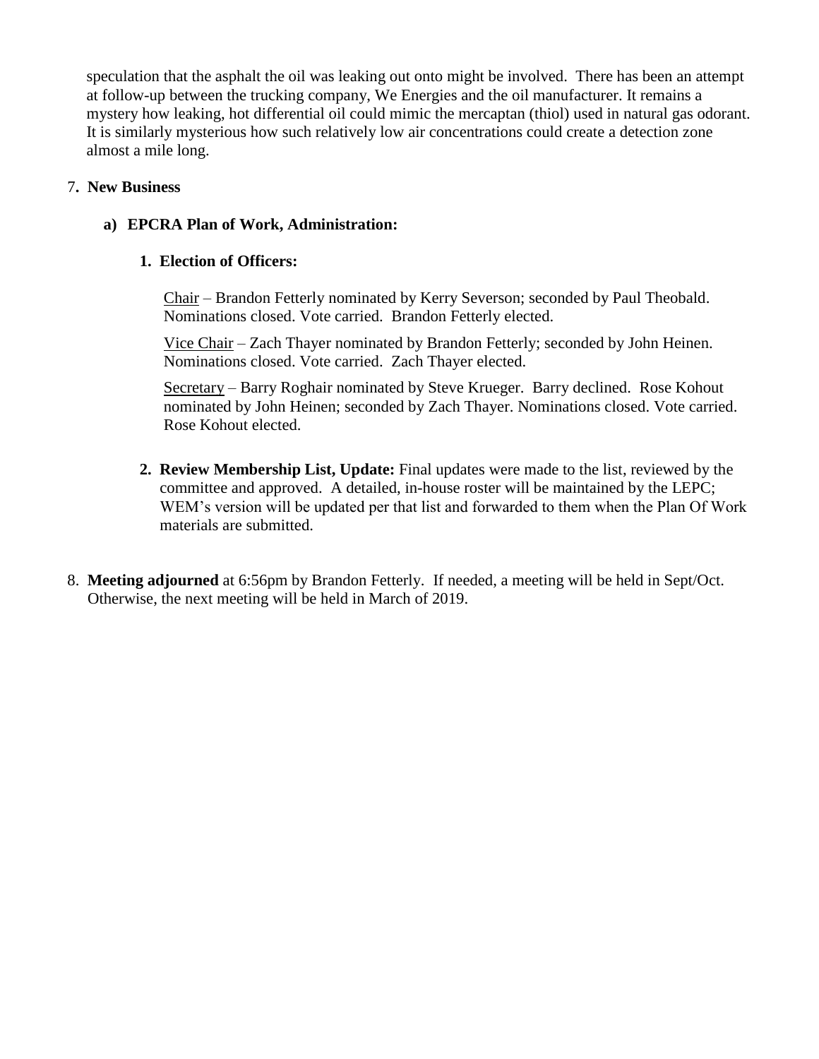speculation that the asphalt the oil was leaking out onto might be involved. There has been an attempt at follow-up between the trucking company, We Energies and the oil manufacturer. It remains a mystery how leaking, hot differential oil could mimic the mercaptan (thiol) used in natural gas odorant. It is similarly mysterious how such relatively low air concentrations could create a detection zone almost a mile long.

7. **New Business**

   a) **EPCRA Plan of Work, Administration:**

      1. **Election of Officers:**

         Chair – Brandon Fetterly nominated by Kerry Severson; seconded by Paul Theobald. Nominations closed. Vote carried. Brandon Fetterly elected.

         Vice Chair – Zach Thayer nominated by Brandon Fetterly; seconded by John Heinen. Nominations closed. Vote carried. Zach Thayer elected.

         Secretary – Barry Roghair nominated by Steve Krueger. Barry declined. Rose Kohout nominated by John Heinen; seconded by Zach Thayer. Nominations closed. Vote carried. Rose Kohout elected.

      2. **Review Membership List, Update:** Final updates were made to the list, reviewed by the committee and approved. A detailed, in-house roster will be maintained by the LEPC; WEM's version will be updated per that list and forwarded to them when the Plan Of Work materials are submitted.

8. **Meeting adjourned** at 6:56pm by Brandon Fetterly. If needed, a meeting will be held in Sept/Oct. Otherwise, the next meeting will be held in March of 2019.